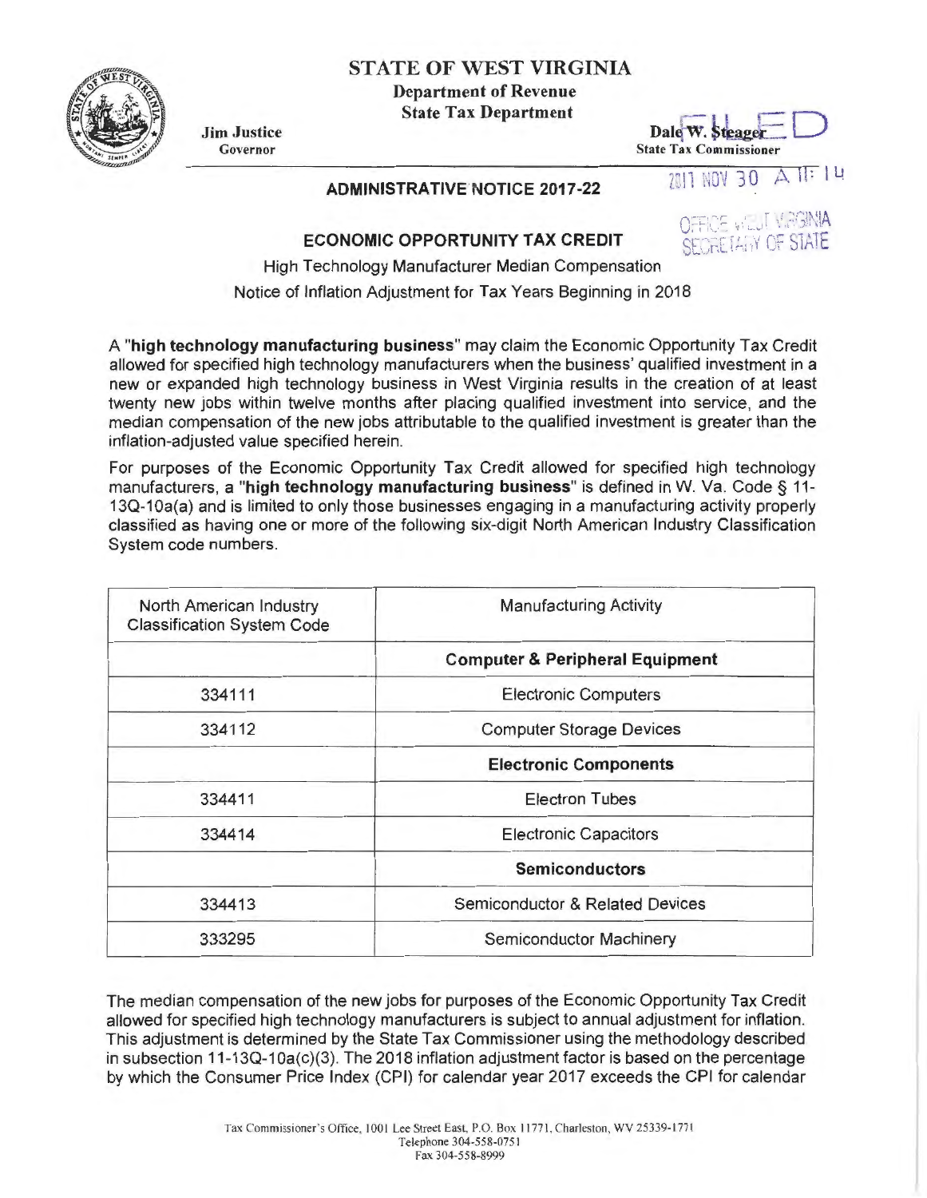# STATE OF WEST VIRGINIA

**Department of Revenue**
**State Tax Department**

**Jim Justice**
Governor

**Dale W. Steager**
State Tax Commissioner

FILED
2017 NOV 30 A 11: 14
OFFICE WEST VIRGINIA
SECRETARY OF STATE

## ADMINISTRATIVE NOTICE 2017-22

## ECONOMIC OPPORTUNITY TAX CREDIT

High Technology Manufacturer Median Compensation

Notice of Inflation Adjustment for Tax Years Beginning in 2018

A "**high technology manufacturing business**" may claim the Economic Opportunity Tax Credit allowed for specified high technology manufacturers when the business' qualified investment in a new or expanded high technology business in West Virginia results in the creation of at least twenty new jobs within twelve months after placing qualified investment into service, and the median compensation of the new jobs attributable to the qualified investment is greater than the inflation-adjusted value specified herein.

For purposes of the Economic Opportunity Tax Credit allowed for specified high technology manufacturers, a "**high technology manufacturing business**" is defined in W. Va. Code § 11-13Q-10a(a) and is limited to only those businesses engaging in a manufacturing activity properly classified as having one or more of the following six-digit North American Industry Classification System code numbers.

| North American Industry Classification System Code | Manufacturing Activity |
|---|---|
| | **Computer & Peripheral Equipment** |
| 334111 | Electronic Computers |
| 334112 | Computer Storage Devices |
| | **Electronic Components** |
| 334411 | Electron Tubes |
| 334414 | Electronic Capacitors |
| | **Semiconductors** |
| 334413 | Semiconductor & Related Devices |
| 333295 | Semiconductor Machinery |

The median compensation of the new jobs for purposes of the Economic Opportunity Tax Credit allowed for specified high technology manufacturers is subject to annual adjustment for inflation. This adjustment is determined by the State Tax Commissioner using the methodology described in subsection 11-13Q-10a(c)(3). The 2018 inflation adjustment factor is based on the percentage by which the Consumer Price Index (CPI) for calendar year 2017 exceeds the CPI for calendar

Tax Commissioner's Office, 1001 Lee Street East, P.O. Box 11771, Charleston, WV 25339-1771
Telephone 304-558-0751
Fax 304-558-8999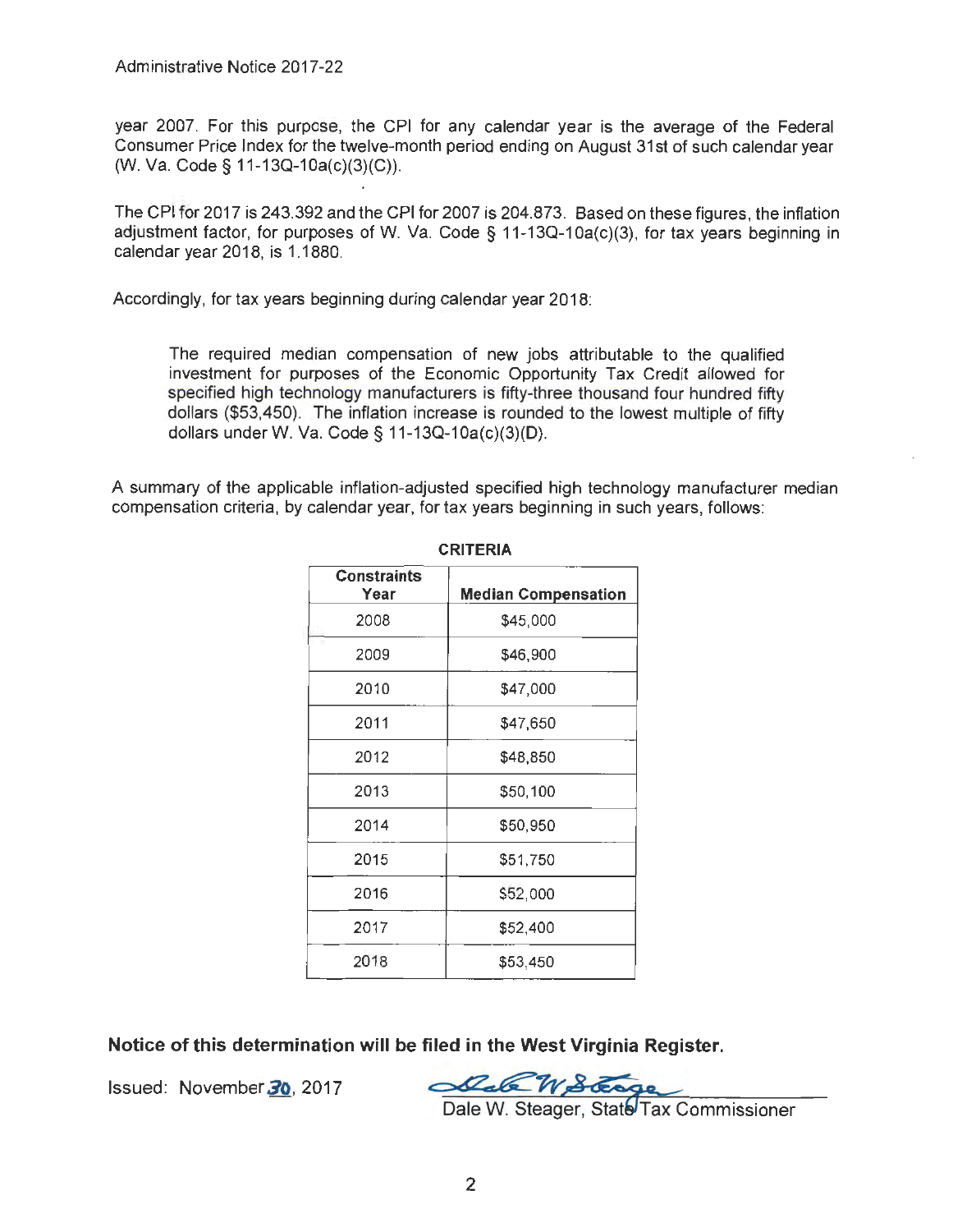year 2007. For this purpose, the CPI for any calendar year is the average of the Federal Consumer Price Index for the twelve-month period ending on August 31st of such calendar year (W. Va. Code § 11-13Q-10a(c)(3)(C)).

The CPI for 2017 is 243.392 and the CPI for 2007 is 204.873. Based on these figures, the inflation adjustment factor, for purposes of W. Va. Code § 11-13Q-10a(c)(3), for tax years beginning in calendar year 2018, is 1.1880.

Accordingly, for tax years beginning during calendar year 2018:

> The required median compensation of new jobs attributable to the qualified investment for purposes of the Economic Opportunity Tax Credit allowed for specified high technology manufacturers is fifty-three thousand four hundred fifty dollars ($53,450). The inflation increase is rounded to the lowest multiple of fifty dollars under W. Va. Code § 11-13Q-10a(c)(3)(D).

A summary of the applicable inflation-adjusted specified high technology manufacturer median compensation criteria, by calendar year, for tax years beginning in such years, follows:

**CRITERIA**

| Constraints Year | Median Compensation |
|---|---|
| 2008 | $45,000 |
| 2009 | $46,900 |
| 2010 | $47,000 |
| 2011 | $47,650 |
| 2012 | $48,850 |
| 2013 | $50,100 |
| 2014 | $50,950 |
| 2015 | $51,750 |
| 2016 | $52,000 |
| 2017 | $52,400 |
| 2018 | $53,450 |

**Notice of this determination will be filed in the West Virginia Register.**

Issued: November 30, 2017

Dale W. Steager, State Tax Commissioner